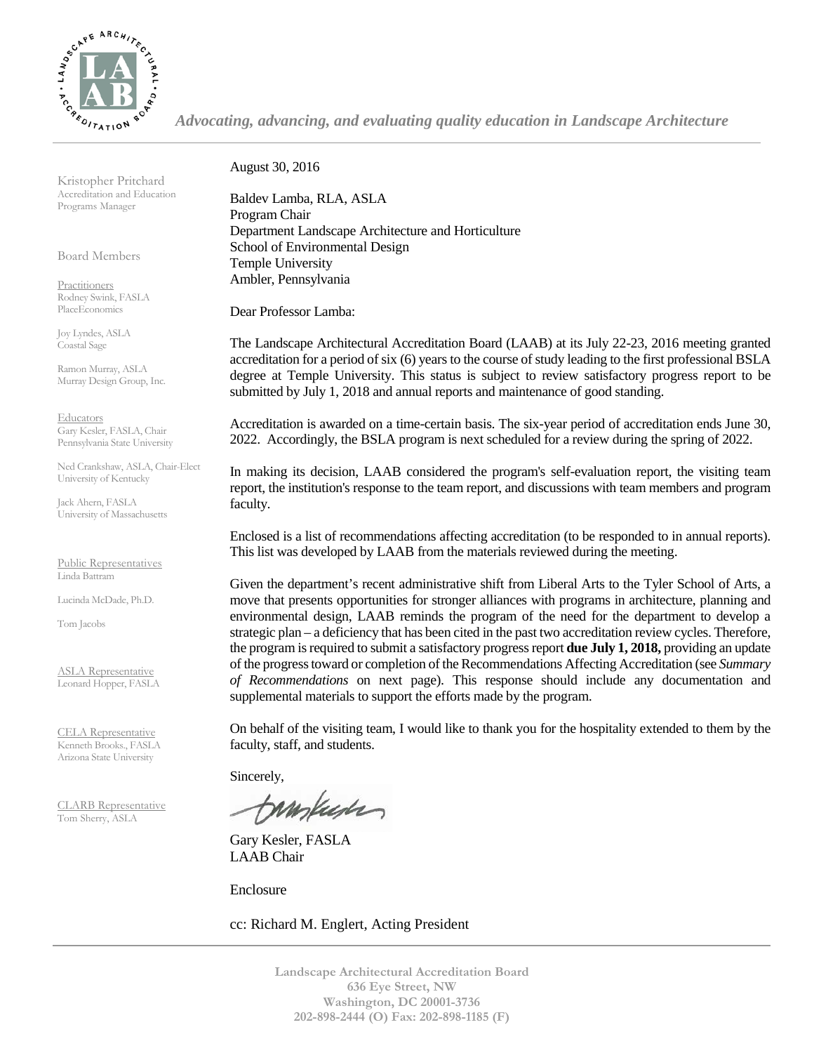*Advocating, advancing, and evaluating quality education in Landscape Architecture*

Kristopher Pritchard
Accreditation and Education Programs Manager

Board Members

Practitioners
Rodney Swink, FASLA
PlaceEconomics

Joy Lyndes, ASLA
Coastal Sage

Ramon Murray, ASLA
Murray Design Group, Inc.

Educators
Gary Kesler, FASLA, Chair
Pennsylvania State University

Ned Crankshaw, ASLA, Chair-Elect
University of Kentucky

Jack Ahern, FASLA
University of Massachusetts

Public Representatives
Linda Battram

Lucinda McDade, Ph.D.

Tom Jacobs

ASLA Representative
Leonard Hopper, FASLA

CELA Representative
Kenneth Brooks., FASLA
Arizona State University

CLARB Representative
Tom Sherry, ASLA

August 30, 2016

Baldev Lamba, RLA, ASLA
Program Chair
Department Landscape Architecture and Horticulture
School of Environmental Design
Temple University
Ambler, Pennsylvania

Dear Professor Lamba:

The Landscape Architectural Accreditation Board (LAAB) at its July 22-23, 2016 meeting granted accreditation for a period of six (6) years to the course of study leading to the first professional BSLA degree at Temple University. This status is subject to review satisfactory progress report to be submitted by July 1, 2018 and annual reports and maintenance of good standing.

Accreditation is awarded on a time-certain basis. The six-year period of accreditation ends June 30, 2022. Accordingly, the BSLA program is next scheduled for a review during the spring of 2022.

In making its decision, LAAB considered the program's self-evaluation report, the visiting team report, the institution's response to the team report, and discussions with team members and program faculty.

Enclosed is a list of recommendations affecting accreditation (to be responded to in annual reports). This list was developed by LAAB from the materials reviewed during the meeting.

Given the department's recent administrative shift from Liberal Arts to the Tyler School of Arts, a move that presents opportunities for stronger alliances with programs in architecture, planning and environmental design, LAAB reminds the program of the need for the department to develop a strategic plan – a deficiency that has been cited in the past two accreditation review cycles. Therefore, the program is required to submit a satisfactory progress report **due July 1, 2018,** providing an update of the progress toward or completion of the Recommendations Affecting Accreditation (see *Summary of Recommendations* on next page). This response should include any documentation and supplemental materials to support the efforts made by the program.

On behalf of the visiting team, I would like to thank you for the hospitality extended to them by the faculty, staff, and students.

Sincerely,

Gary Kesler, FASLA
LAAB Chair

Enclosure

cc: Richard M. Englert, Acting President

**Landscape Architectural Accreditation Board**
**636 Eye Street, NW**
**Washington, DC 20001-3736**
**202-898-2444 (O) Fax: 202-898-1185 (F)**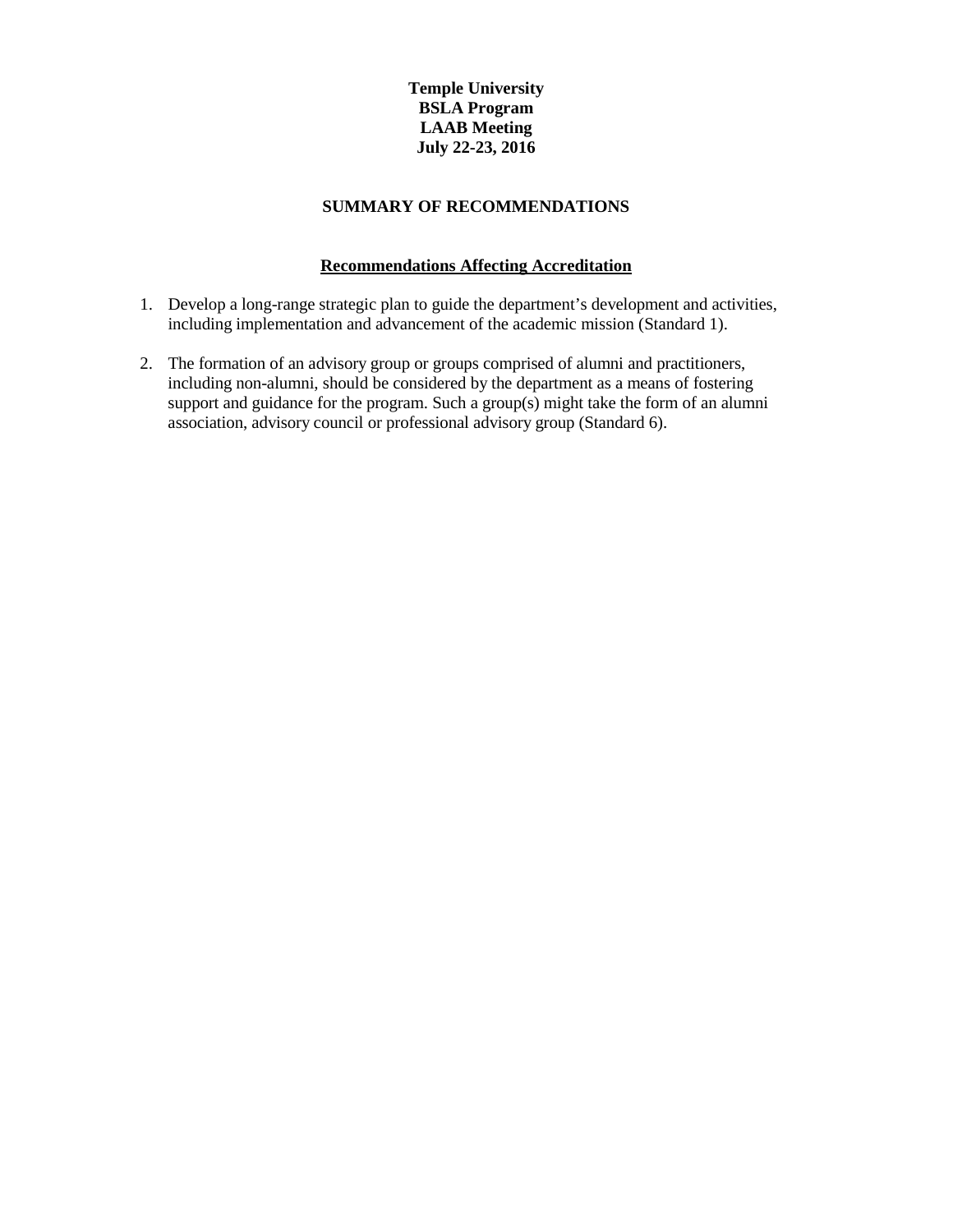**Temple University**
**BSLA Program**
**LAAB Meeting**
**July 22-23, 2016**

## SUMMARY OF RECOMMENDATIONS

### Recommendations Affecting Accreditation

1. Develop a long-range strategic plan to guide the department's development and activities, including implementation and advancement of the academic mission (Standard 1).

2. The formation of an advisory group or groups comprised of alumni and practitioners, including non-alumni, should be considered by the department as a means of fostering support and guidance for the program. Such a group(s) might take the form of an alumni association, advisory council or professional advisory group (Standard 6).